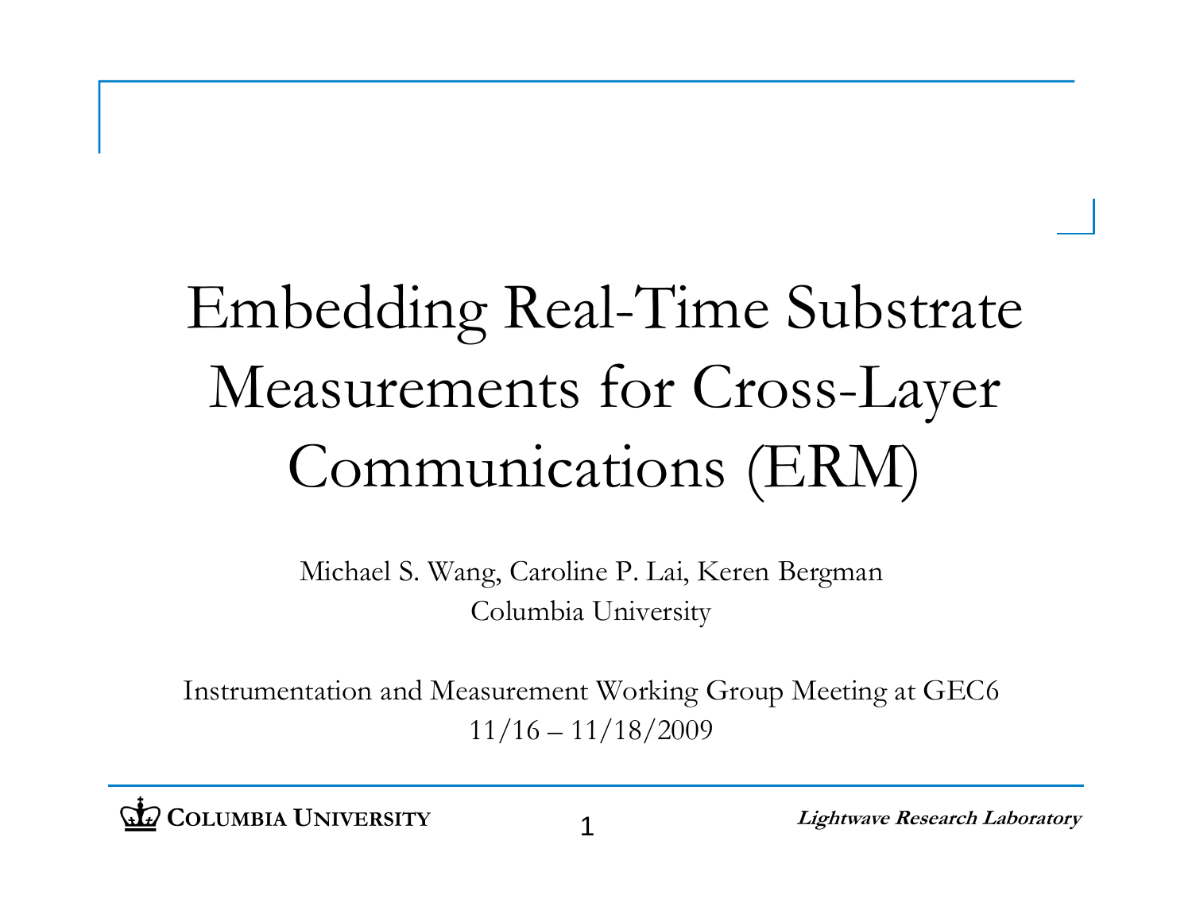# Embedding Real-Time Substrate Measurements for Cross-Layer Communications (ERM)

Michael S. Wang, Caroline P. Lai, Keren Bergman

Columbia University

Instrumentation and Measurement Working Group Meeting at GEC6

11/16 – 11/18/2009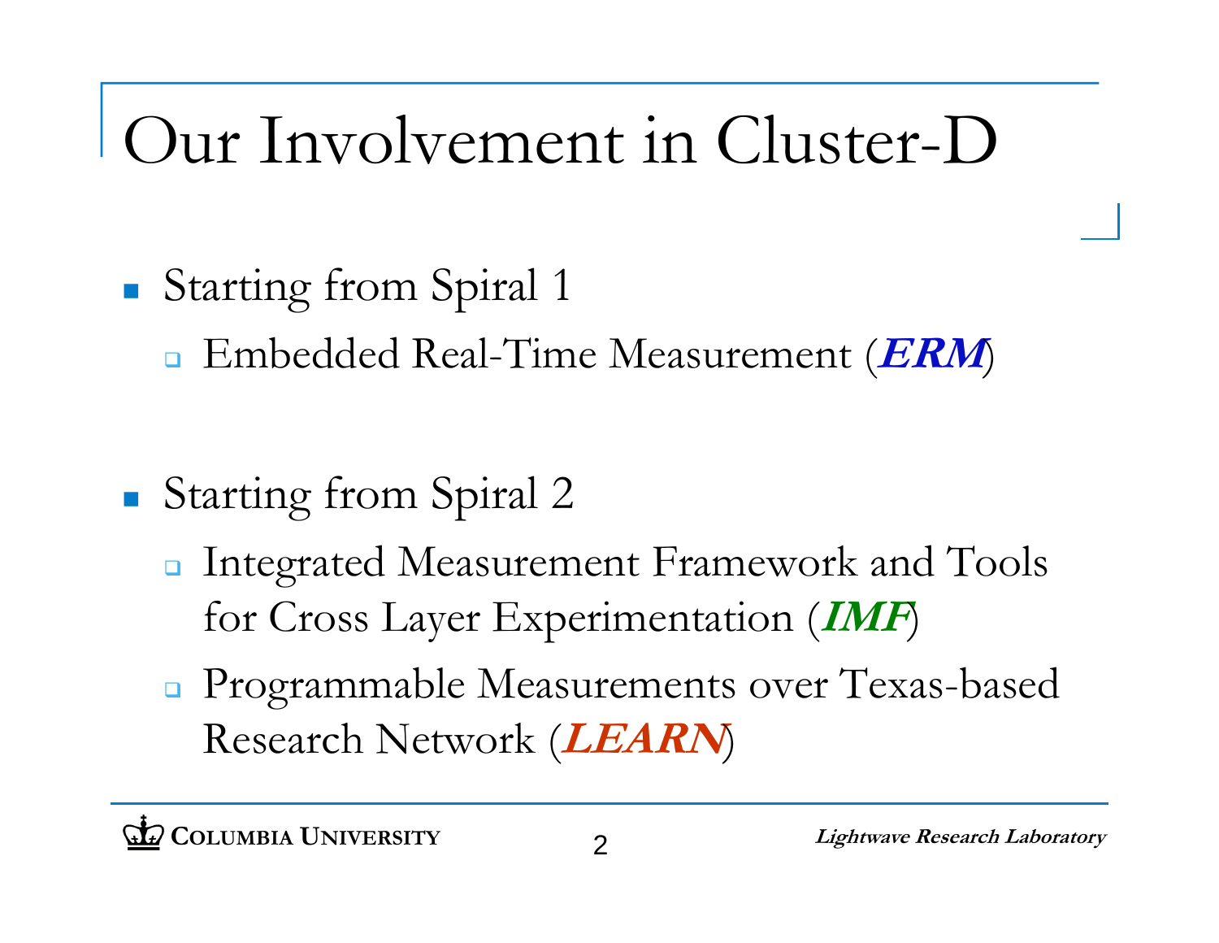# Our Involvement in Cluster-D

- Starting from Spiral 1
  - Embedded Real-Time Measurement (***ERM***)

- Starting from Spiral 2
  - Integrated Measurement Framework and Tools for Cross Layer Experimentation (***IMF***)
  - Programmable Measurements over Texas-based Research Network (***LEARN***)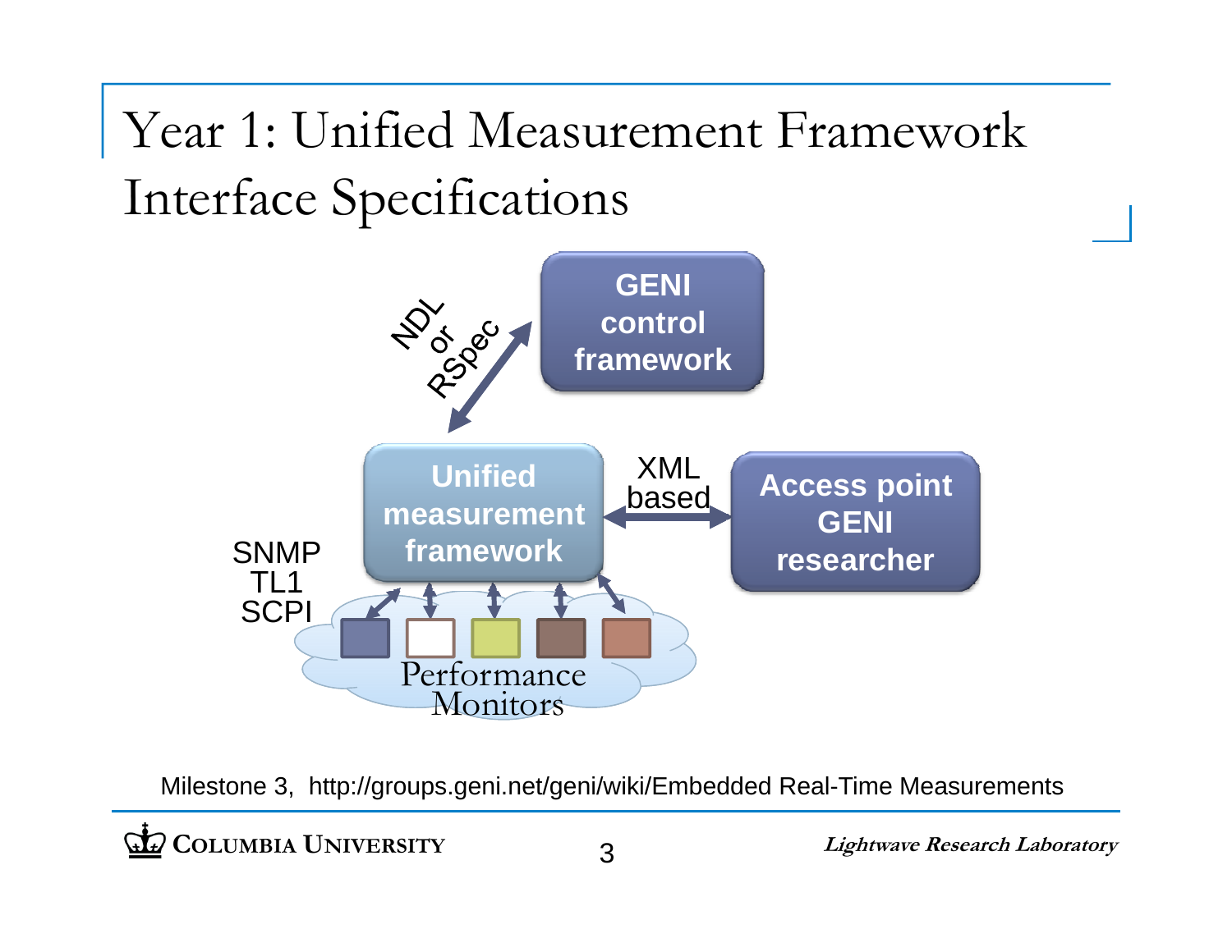# Year 1: Unified Measurement Framework Interface Specifications

GENI control framework

NDL or RSpec

Unified measurement framework

XML based

Access point GENI researcher

SNMP
TL1
SCPI

Performance Monitors

Milestone 3, http://groups.geni.net/geni/wiki/Embedded Real-Time Measurements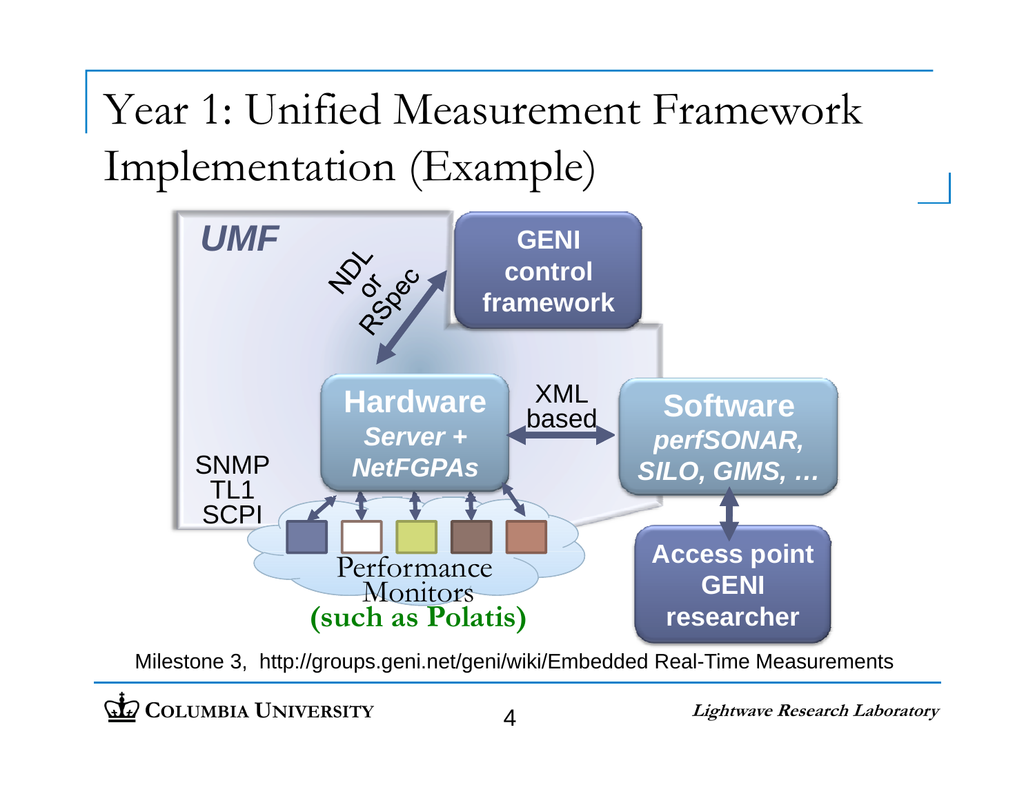# Year 1: Unified Measurement Framework Implementation (Example)

*UMF*

NDL or RSpec

**GENI control framework**

**Hardware**
***Server + NetFGPAs***

XML based

**Software**
***perfSONAR, SILO, GIMS, …***

SNMP
TL1
SCPI

Performance Monitors
**(such as Polatis)**

**Access point GENI researcher**

Milestone 3, http://groups.geni.net/geni/wiki/Embedded Real-Time Measurements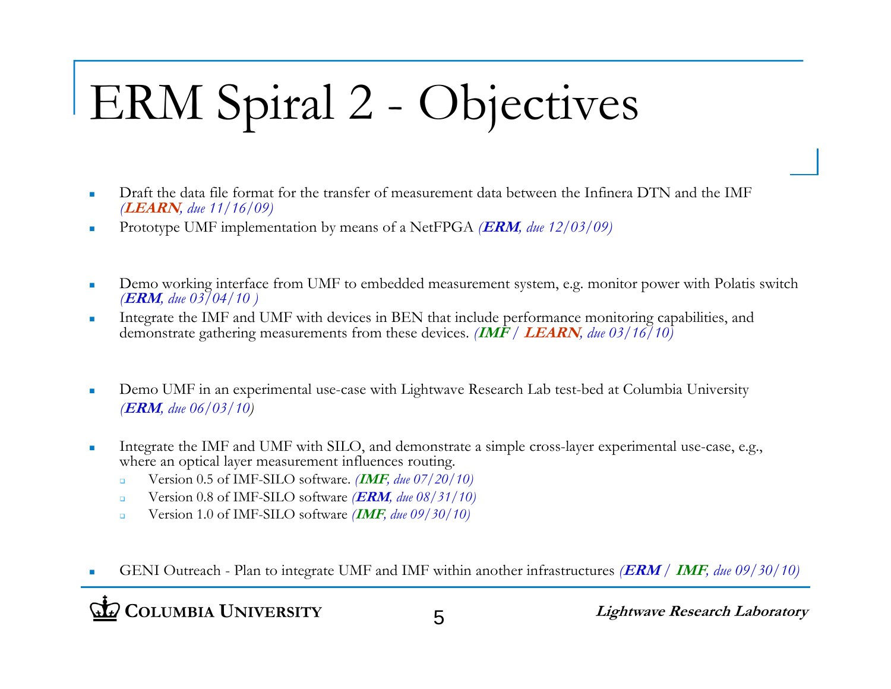# ERM Spiral 2 - Objectives

- Draft the data file format for the transfer of measurement data between the Infinera DTN and the IMF *(**LEARN**, due 11/16/09)*
- Prototype UMF implementation by means of a NetFPGA *(**ERM**, due 12/03/09)*
- Demo working interface from UMF to embedded measurement system, e.g. monitor power with Polatis switch *(**ERM**, due 03/04/10 )*
- Integrate the IMF and UMF with devices in BEN that include performance monitoring capabilities, and demonstrate gathering measurements from these devices. *(**IMF** / **LEARN**, due 03/16/10)*
- Demo UMF in an experimental use-case with Lightwave Research Lab test-bed at Columbia University *(**ERM**, due 06/03/10)*
- Integrate the IMF and UMF with SILO, and demonstrate a simple cross-layer experimental use-case, e.g., where an optical layer measurement influences routing.
  - Version 0.5 of IMF-SILO software. *(**IMF**, due 07/20/10)*
  - Version 0.8 of IMF-SILO software *(**ERM**, due 08/31/10)*
  - Version 1.0 of IMF-SILO software *(**IMF**, due 09/30/10)*
- GENI Outreach - Plan to integrate UMF and IMF within another infrastructures *(**ERM** / **IMF**, due 09/30/10)*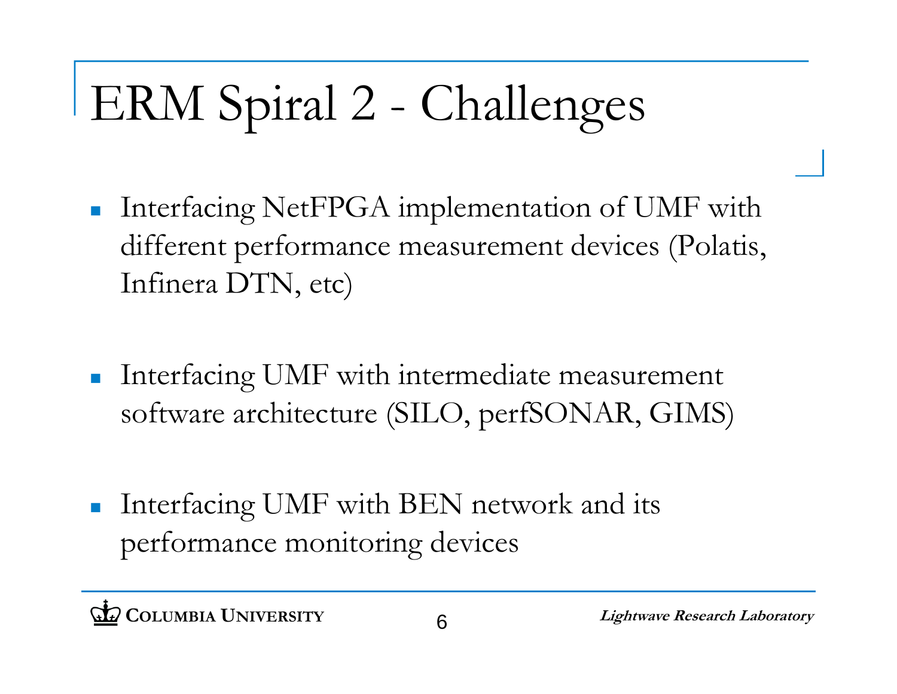# ERM Spiral 2 - Challenges

- Interfacing NetFPGA implementation of UMF with different performance measurement devices (Polatis, Infinera DTN, etc)

- Interfacing UMF with intermediate measurement software architecture (SILO, perfSONAR, GIMS)

- Interfacing UMF with BEN network and its performance monitoring devices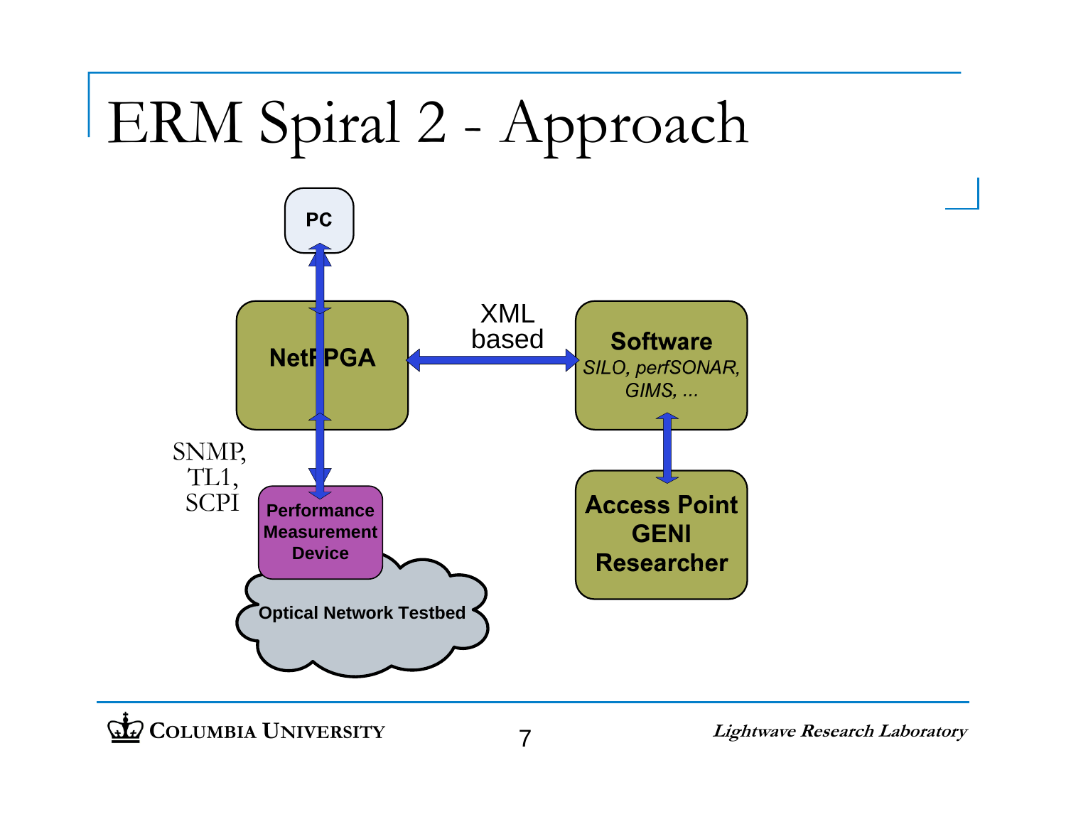# ERM Spiral 2 - Approach

PC

NetFPGA

XML based

Software
*SILO, perfSONAR, GIMS, ...*

SNMP, TL1, SCPI

Performance Measurement Device

Optical Network Testbed

Access Point GENI Researcher